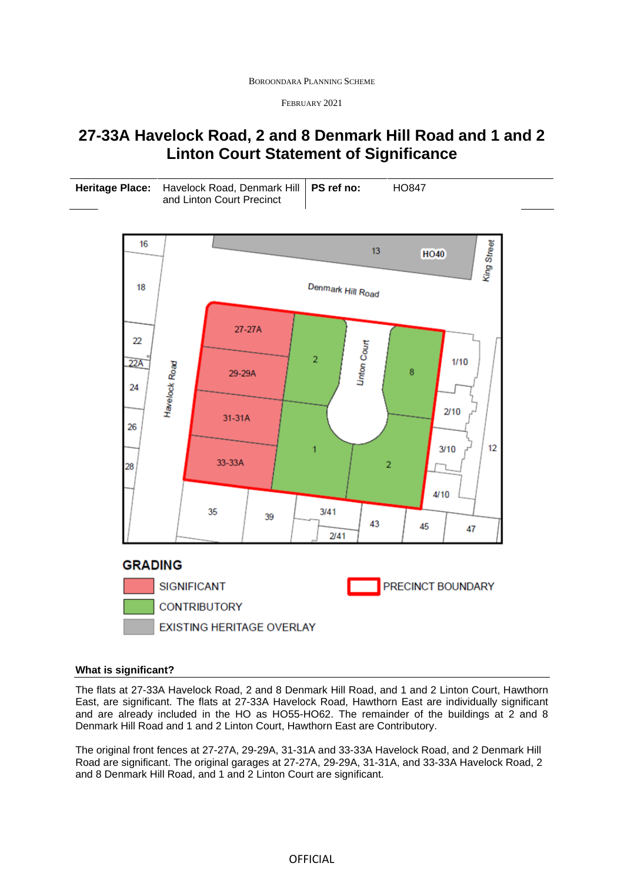# 27-33A Havelock Road, 2 and 8 Denmark Hill Road and 1 and 2 Linton Court Statement of Significance

| **Heritage Place:** | Havelock Road, Denmark Hill and Linton Court Precinct | **PS ref no:** | HO847 |
|---|---|---|---|

GRADING

- SIGNIFICANT
- CONTRIBUTORY
- EXISTING HERITAGE OVERLAY
- PRECINCT BOUNDARY

**What is significant?**

The flats at 27-33A Havelock Road, 2 and 8 Denmark Hill Road, and 1 and 2 Linton Court, Hawthorn East, are significant. The flats at 27-33A Havelock Road, Hawthorn East are individually significant and are already included in the HO as HO55-HO62. The remainder of the buildings at 2 and 8 Denmark Hill Road and 1 and 2 Linton Court, Hawthorn East are Contributory.

The original front fences at 27-27A, 29-29A, 31-31A and 33-33A Havelock Road, and 2 Denmark Hill Road are significant. The original garages at 27-27A, 29-29A, 31-31A, and 33-33A Havelock Road, 2 and 8 Denmark Hill Road, and 1 and 2 Linton Court are significant.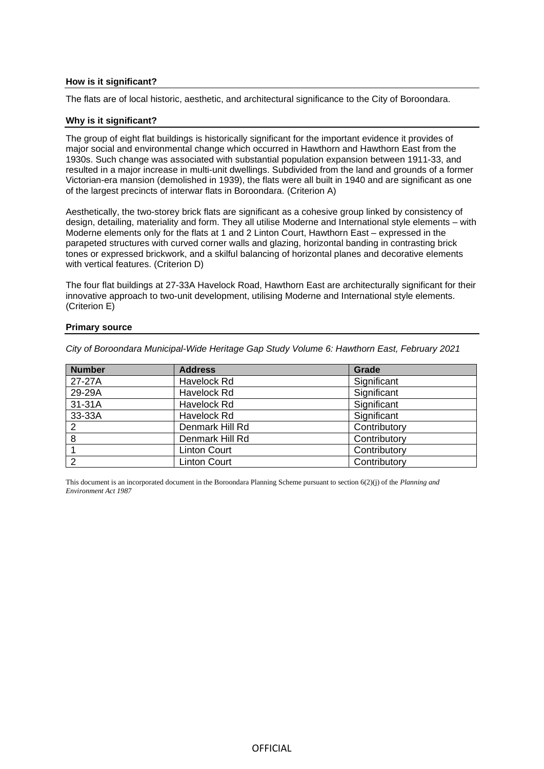**How is it significant?**

The flats are of local historic, aesthetic, and architectural significance to the City of Boroondara.

**Why is it significant?**

The group of eight flat buildings is historically significant for the important evidence it provides of major social and environmental change which occurred in Hawthorn and Hawthorn East from the 1930s. Such change was associated with substantial population expansion between 1911-33, and resulted in a major increase in multi-unit dwellings. Subdivided from the land and grounds of a former Victorian-era mansion (demolished in 1939), the flats were all built in 1940 and are significant as one of the largest precincts of interwar flats in Boroondara. (Criterion A)

Aesthetically, the two-storey brick flats are significant as a cohesive group linked by consistency of design, detailing, materiality and form. They all utilise Moderne and International style elements – with Moderne elements only for the flats at 1 and 2 Linton Court, Hawthorn East – expressed in the parapeted structures with curved corner walls and glazing, horizontal banding in contrasting brick tones or expressed brickwork, and a skilful balancing of horizontal planes and decorative elements with vertical features. (Criterion D)

The four flat buildings at 27-33A Havelock Road, Hawthorn East are architecturally significant for their innovative approach to two-unit development, utilising Moderne and International style elements. (Criterion E)

**Primary source**

*City of Boroondara Municipal-Wide Heritage Gap Study Volume 6: Hawthorn East, February 2021*

| Number | Address | Grade |
|---|---|---|
| 27-27A | Havelock Rd | Significant |
| 29-29A | Havelock Rd | Significant |
| 31-31A | Havelock Rd | Significant |
| 33-33A | Havelock Rd | Significant |
| 2 | Denmark Hill Rd | Contributory |
| 8 | Denmark Hill Rd | Contributory |
| 1 | Linton Court | Contributory |
| 2 | Linton Court | Contributory |

This document is an incorporated document in the Boroondara Planning Scheme pursuant to section 6(2)(j) of the *Planning and Environment Act 1987*

OFFICIAL